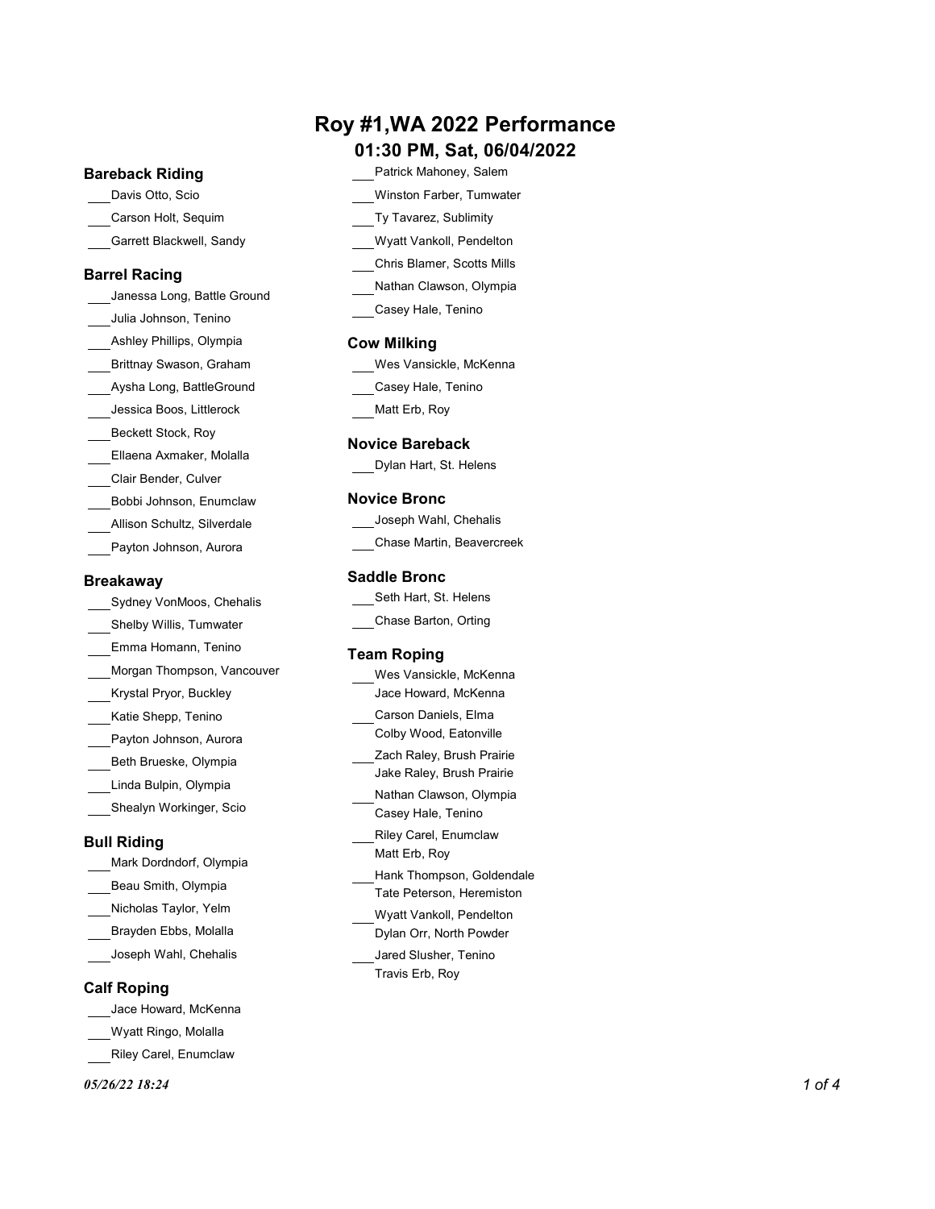# Roy #1,WA 2022 Performance

## 01:30 PM, Sat, 06/04/2022

### Bareback Riding

- ___Davis Otto, Scio
- ___Carson Holt, Sequim
- ___Garrett Blackwell, Sandy

### Barrel Racing

- ___Janessa Long, Battle Ground
- ___Julia Johnson, Tenino
- ___Ashley Phillips, Olympia
- ___Brittnay Swason, Graham
- ___Aysha Long, BattleGround
- ___Jessica Boos, Littlerock
- ___Beckett Stock, Roy
- ___Ellaena Axmaker, Molalla
- ___Clair Bender, Culver
- ___Bobbi Johnson, Enumclaw
- ___Allison Schultz, Silverdale
- ___Payton Johnson, Aurora

### Breakaway

- ___Sydney VonMoos, Chehalis
- ___Shelby Willis, Tumwater
- ___Emma Homann, Tenino
- ___Morgan Thompson, Vancouver
- ___Krystal Pryor, Buckley
- ___Katie Shepp, Tenino
- ___Payton Johnson, Aurora
- ___Beth Brueske, Olympia
- ___Linda Bulpin, Olympia
- ___Shealyn Workinger, Scio

### Bull Riding

- ___Mark Dordndorf, Olympia
- ___Beau Smith, Olympia
- ___Nicholas Taylor, Yelm
- ___Brayden Ebbs, Molalla
- ___Joseph Wahl, Chehalis

### Calf Roping

- ___Jace Howard, McKenna
- ___Wyatt Ringo, Molalla
- ___Riley Carel, Enumclaw
- ___Patrick Mahoney, Salem
- ___Winston Farber, Tumwater
- ___Ty Tavarez, Sublimity
- ___Wyatt Vankoll, Pendelton
- ___Chris Blamer, Scotts Mills
- ___Nathan Clawson, Olympia
- ___Casey Hale, Tenino

### Cow Milking

- ___Wes Vansickle, McKenna
- ___Casey Hale, Tenino
- ___Matt Erb, Roy

### Novice Bareback

- ___Dylan Hart, St. Helens

### Novice Bronc

- ___Joseph Wahl, Chehalis
- ___Chase Martin, Beavercreek

### Saddle Bronc

- ___Seth Hart, St. Helens
- ___Chase Barton, Orting

### Team Roping

- ___Wes Vansickle, McKenna
  Jace Howard, McKenna
- ___Carson Daniels, Elma
  Colby Wood, Eatonville
- ___Zach Raley, Brush Prairie
  Jake Raley, Brush Prairie
- ___Nathan Clawson, Olympia
  Casey Hale, Tenino
- ___Riley Carel, Enumclaw
  Matt Erb, Roy
- ___Hank Thompson, Goldendale
  Tate Peterson, Heremiston
- ___Wyatt Vankoll, Pendelton
  Dylan Orr, North Powder
- ___Jared Slusher, Tenino
  Travis Erb, Roy

*05/26/22 18:24*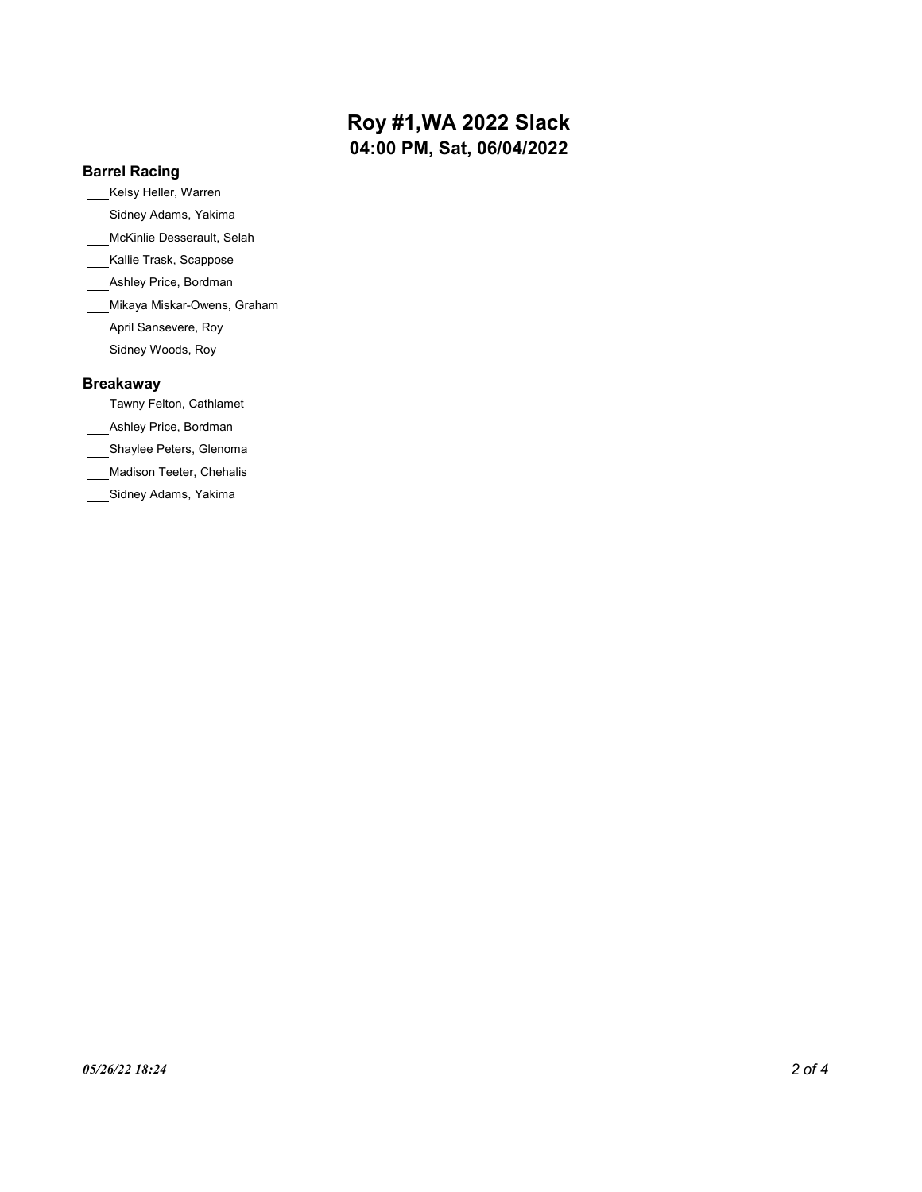# Roy #1,WA 2022 Slack

## 04:00 PM, Sat, 06/04/2022

### Barrel Racing

___Kelsy Heller, Warren

___Sidney Adams, Yakima

___McKinlie Desserault, Selah

___Kallie Trask, Scappose

___Ashley Price, Bordman

___Mikaya Miskar-Owens, Graham

___April Sansevere, Roy

___Sidney Woods, Roy

### Breakaway

___Tawny Felton, Cathlamet

___Ashley Price, Bordman

___Shaylee Peters, Glenoma

___Madison Teeter, Chehalis

___Sidney Adams, Yakima

*05/26/22 18:24*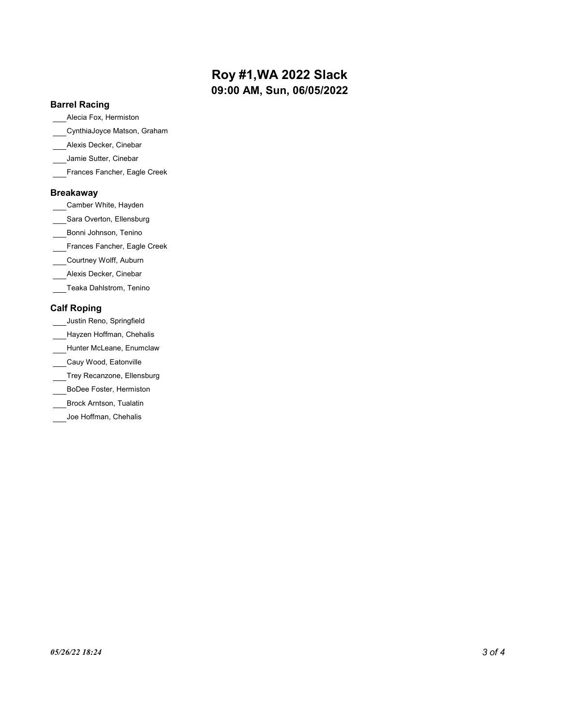# Roy #1,WA 2022 Slack
## 09:00 AM, Sun, 06/05/2022

### Barrel Racing

___Alecia Fox, Hermiston
___CynthiaJoyce Matson, Graham
___Alexis Decker, Cinebar
___Jamie Sutter, Cinebar
___Frances Fancher, Eagle Creek

### Breakaway

___Camber White, Hayden
___Sara Overton, Ellensburg
___Bonni Johnson, Tenino
___Frances Fancher, Eagle Creek
___Courtney Wolff, Auburn
___Alexis Decker, Cinebar
___Teaka Dahlstrom, Tenino

### Calf Roping

___Justin Reno, Springfield
___Hayzen Hoffman, Chehalis
___Hunter McLeane, Enumclaw
___Cauy Wood, Eatonville
___Trey Recanzone, Ellensburg
___BoDee Foster, Hermiston
___Brock Arntson, Tualatin
___Joe Hoffman, Chehalis

*05/26/22 18:24*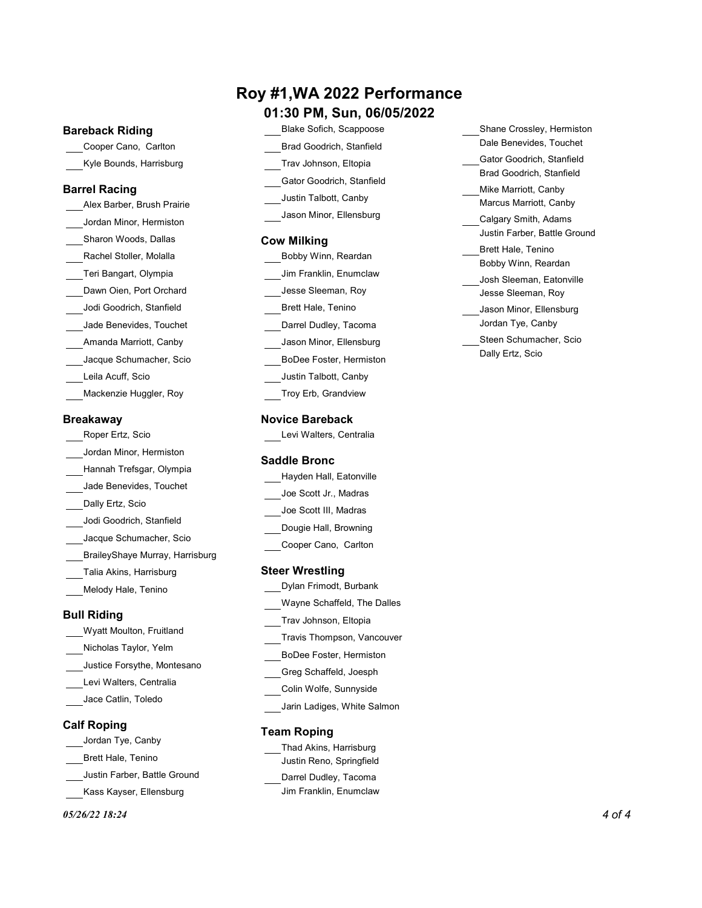# Roy #1,WA 2022 Performance

## 01:30 PM, Sun, 06/05/2022

### Bareback Riding

- ___Cooper Cano, Carlton
- ___Kyle Bounds, Harrisburg

### Barrel Racing

- ___Alex Barber, Brush Prairie
- ___Jordan Minor, Hermiston
- ___Sharon Woods, Dallas
- ___Rachel Stoller, Molalla
- ___Teri Bangart, Olympia
- ___Dawn Oien, Port Orchard
- ___Jodi Goodrich, Stanfield
- ___Jade Benevides, Touchet
- ___Amanda Marriott, Canby
- ___Jacque Schumacher, Scio
- ___Leila Acuff, Scio
- ___Mackenzie Huggler, Roy

### Breakaway

- ___Roper Ertz, Scio
- ___Jordan Minor, Hermiston
- ___Hannah Trefsgar, Olympia
- ___Jade Benevides, Touchet
- ___Dally Ertz, Scio
- ___Jodi Goodrich, Stanfield
- ___Jacque Schumacher, Scio
- ___BraileyShaye Murray, Harrisburg
- ___Talia Akins, Harrisburg
- ___Melody Hale, Tenino

### Bull Riding

- ___Wyatt Moulton, Fruitland
- ___Nicholas Taylor, Yelm
- ___Justice Forsythe, Montesano
- ___Levi Walters, Centralia
- ___Jace Catlin, Toledo

### Calf Roping

- ___Jordan Tye, Canby
- ___Brett Hale, Tenino
- ___Justin Farber, Battle Ground
- ___Kass Kayser, Ellensburg
- ___Blake Sofich, Scappoose
- ___Brad Goodrich, Stanfield
- ___Trav Johnson, Eltopia
- ___Gator Goodrich, Stanfield
- ___Justin Talbott, Canby
- ___Jason Minor, Ellensburg

### Cow Milking

- ___Bobby Winn, Reardan
- ___Jim Franklin, Enumclaw
- ___Jesse Sleeman, Roy
- ___Brett Hale, Tenino
- ___Darrel Dudley, Tacoma
- ___Jason Minor, Ellensburg
- ___BoDee Foster, Hermiston
- ___Justin Talbott, Canby
- ___Troy Erb, Grandview

### Novice Bareback

- ___Levi Walters, Centralia

### Saddle Bronc

- ___Hayden Hall, Eatonville
- ___Joe Scott Jr., Madras
- ___Joe Scott III, Madras
- ___Dougie Hall, Browning
- ___Cooper Cano, Carlton

### Steer Wrestling

- ___Dylan Frimodt, Burbank
- ___Wayne Schaffeld, The Dalles
- ___Trav Johnson, Eltopia
- ___Travis Thompson, Vancouver
- ___BoDee Foster, Hermiston
- ___Greg Schaffeld, Joesph
- ___Colin Wolfe, Sunnyside
- ___Jarin Ladiges, White Salmon

### Team Roping

- ___Thad Akins, Harrisburg  
  Justin Reno, Springfield
- ___Darrel Dudley, Tacoma  
  Jim Franklin, Enumclaw
- ___Shane Crossley, Hermiston  
  Dale Benevides, Touchet
- ___Gator Goodrich, Stanfield  
  Brad Goodrich, Stanfield
- ___Mike Marriott, Canby  
  Marcus Marriott, Canby
- ___Calgary Smith, Adams  
  Justin Farber, Battle Ground
- ___Brett Hale, Tenino  
  Bobby Winn, Reardan
- ___Josh Sleeman, Eatonville  
  Jesse Sleeman, Roy
- ___Jason Minor, Ellensburg  
  Jordan Tye, Canby
- ___Steen Schumacher, Scio  
  Dally Ertz, Scio

*05/26/22 18:24*